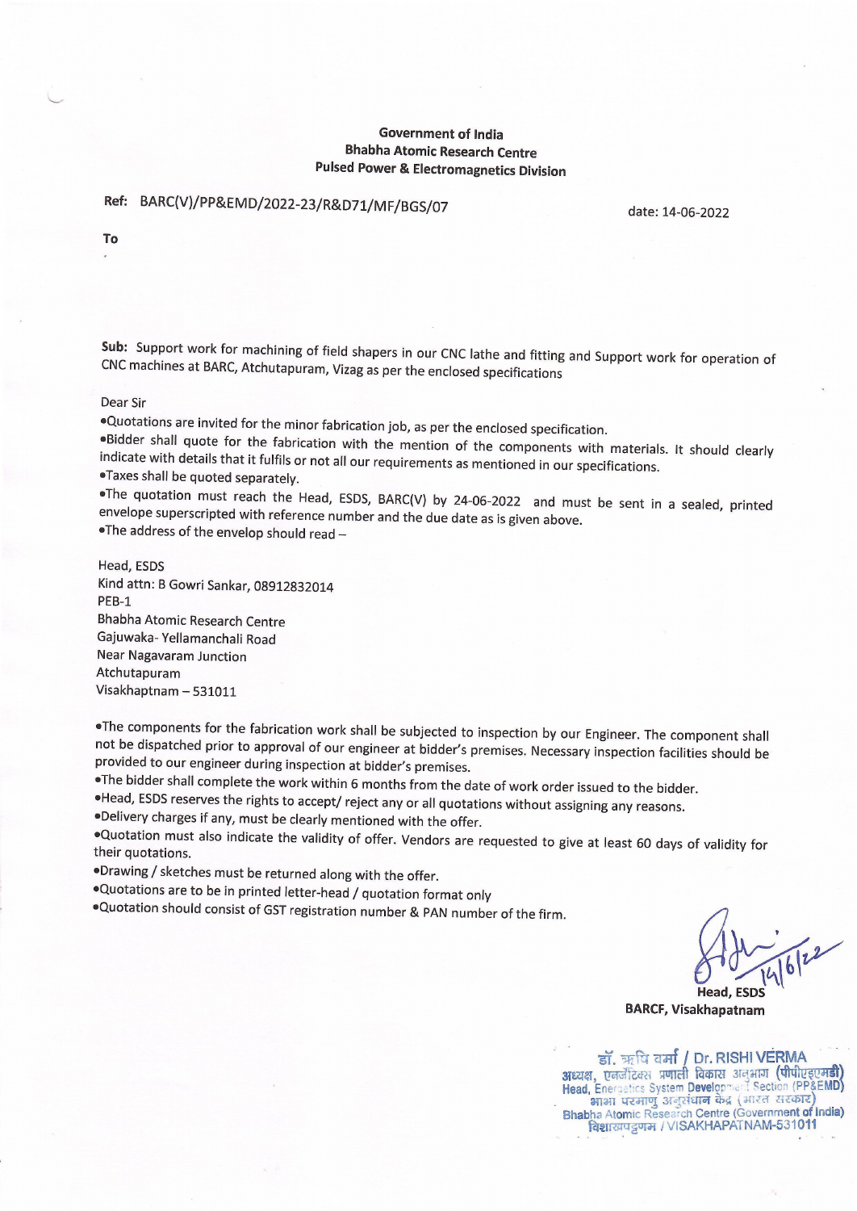**Government of India**
**Bhabha Atomic Research Centre**
**Pulsed Power & Electromagnetics Division**

**Ref:** BARC(V)/PP&EMD/2022-23/R&D71/MF/BGS/07 date: 14-06-2022

**To**

**Sub:** Support work for machining of field shapers in our CNC lathe and fitting and Support work for operation of CNC machines at BARC, Atchutapuram, Vizag as per the enclosed specifications

Dear Sir

- Quotations are invited for the minor fabrication job, as per the enclosed specification.
- Bidder shall quote for the fabrication with the mention of the components with materials. It should clearly indicate with details that it fulfils or not all our requirements as mentioned in our specifications.
- Taxes shall be quoted separately.
- The quotation must reach the Head, ESDS, BARC(V) by 24-06-2022 and must be sent in a sealed, printed envelope superscripted with reference number and the due date as is given above.
- The address of the envelop should read –

Head, ESDS
Kind attn: B Gowri Sankar, 08912832014
PEB-1
Bhabha Atomic Research Centre
Gajuwaka- Yellamanchali Road
Near Nagavaram Junction
Atchutapuram
Visakhaptnam – 531011

- The components for the fabrication work shall be subjected to inspection by our Engineer. The component shall not be dispatched prior to approval of our engineer at bidder's premises. Necessary inspection facilities should be provided to our engineer during inspection at bidder's premises.
- The bidder shall complete the work within 6 months from the date of work order issued to the bidder.
- Head, ESDS reserves the rights to accept/ reject any or all quotations without assigning any reasons.
- Delivery charges if any, must be clearly mentioned with the offer.
- Quotation must also indicate the validity of offer. Vendors are requested to give at least 60 days of validity for their quotations.
- Drawing / sketches must be returned along with the offer.
- Quotations are to be in printed letter-head / quotation format only
- Quotation should consist of GST registration number & PAN number of the firm.

14/6/22

**Head, ESDS**
**BARCF, Visakhapatnam**

डॉ. ऋषि वर्मा / Dr. RISHI VERMA
अध्यक्ष, एनर्जेटिक्स प्रणाली विकास अनुभाग (पीपीएइएमडी)
Head, Energetics System Development Section (PP&EMD)
भाभा परमाणु अनुसंधान केंद्र (भारत सरकार)
Bhabha Atomic Research Centre (Government of India)
विशाखपट्टणम / VISAKHAPATNAM-531011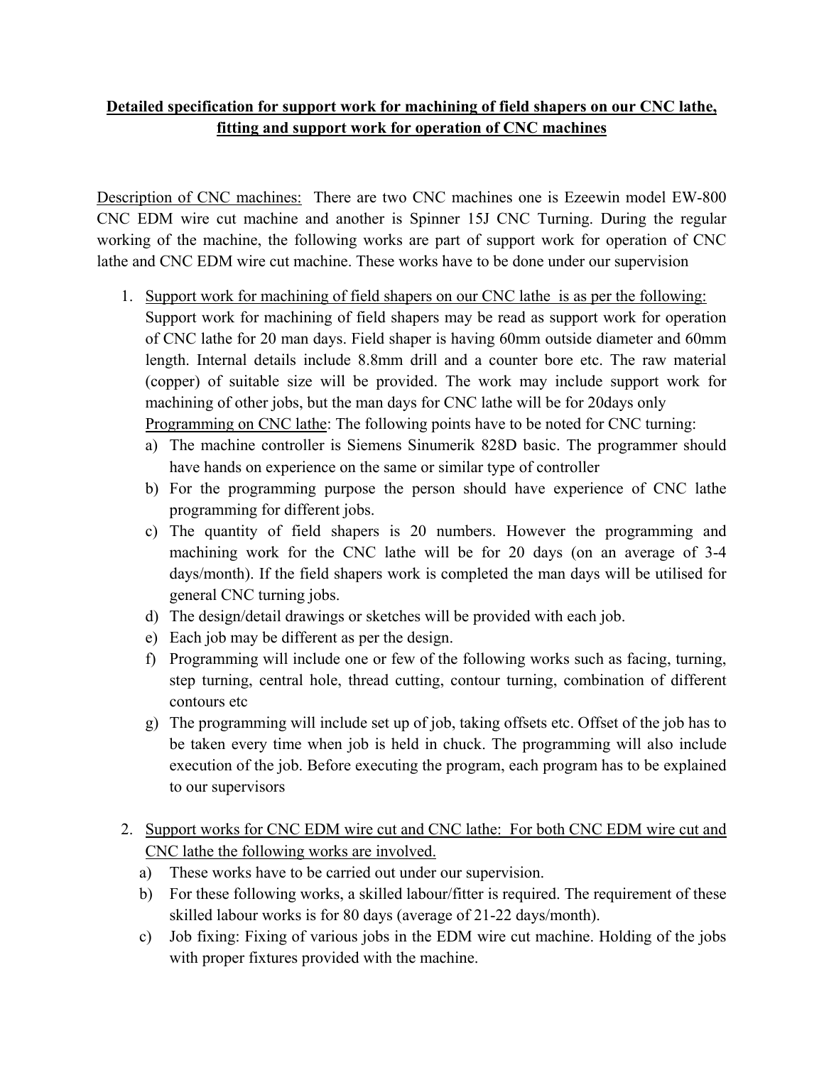**<u>Detailed specification for support work for machining of field shapers on our CNC lathe, fitting and support work for operation of CNC machines</u>**

<u>Description of CNC machines:</u> There are two CNC machines one is Ezeewin model EW-800 CNC EDM wire cut machine and another is Spinner 15J CNC Turning. During the regular working of the machine, the following works are part of support work for operation of CNC lathe and CNC EDM wire cut machine. These works have to be done under our supervision

1. <u>Support work for machining of field shapers on our CNC lathe is as per the following:</u> Support work for machining of field shapers may be read as support work for operation of CNC lathe for 20 man days. Field shaper is having 60mm outside diameter and 60mm length. Internal details include 8.8mm drill and a counter bore etc. The raw material (copper) of suitable size will be provided. The work may include support work for machining of other jobs, but the man days for CNC lathe will be for 20days only
   <u>Programming on CNC lathe</u>: The following points have to be noted for CNC turning:
   a) The machine controller is Siemens Sinumerik 828D basic. The programmer should have hands on experience on the same or similar type of controller
   b) For the programming purpose the person should have experience of CNC lathe programming for different jobs.
   c) The quantity of field shapers is 20 numbers. However the programming and machining work for the CNC lathe will be for 20 days (on an average of 3-4 days/month). If the field shapers work is completed the man days will be utilised for general CNC turning jobs.
   d) The design/detail drawings or sketches will be provided with each job.
   e) Each job may be different as per the design.
   f) Programming will include one or few of the following works such as facing, turning, step turning, central hole, thread cutting, contour turning, combination of different contours etc
   g) The programming will include set up of job, taking offsets etc. Offset of the job has to be taken every time when job is held in chuck. The programming will also include execution of the job. Before executing the program, each program has to be explained to our supervisors

2. <u>Support works for CNC EDM wire cut and CNC lathe: For both CNC EDM wire cut and CNC lathe the following works are involved.</u>
   a) These works have to be carried out under our supervision.
   b) For these following works, a skilled labour/fitter is required. The requirement of these skilled labour works is for 80 days (average of 21-22 days/month).
   c) Job fixing: Fixing of various jobs in the EDM wire cut machine. Holding of the jobs with proper fixtures provided with the machine.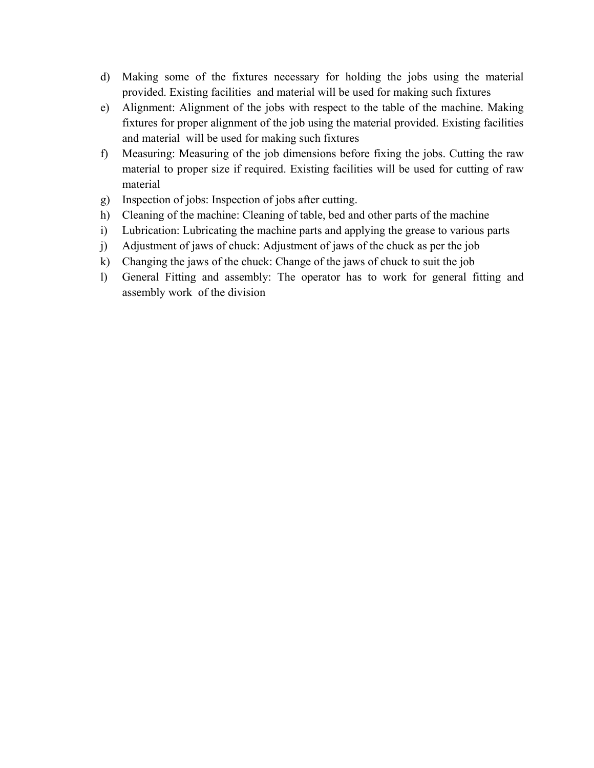d) Making some of the fixtures necessary for holding the jobs using the material provided. Existing facilities and material will be used for making such fixtures
e) Alignment: Alignment of the jobs with respect to the table of the machine. Making fixtures for proper alignment of the job using the material provided. Existing facilities and material will be used for making such fixtures
f) Measuring: Measuring of the job dimensions before fixing the jobs. Cutting the raw material to proper size if required. Existing facilities will be used for cutting of raw material
g) Inspection of jobs: Inspection of jobs after cutting.
h) Cleaning of the machine: Cleaning of table, bed and other parts of the machine
i) Lubrication: Lubricating the machine parts and applying the grease to various parts
j) Adjustment of jaws of chuck: Adjustment of jaws of the chuck as per the job
k) Changing the jaws of the chuck: Change of the jaws of chuck to suit the job
l) General Fitting and assembly: The operator has to work for general fitting and assembly work of the division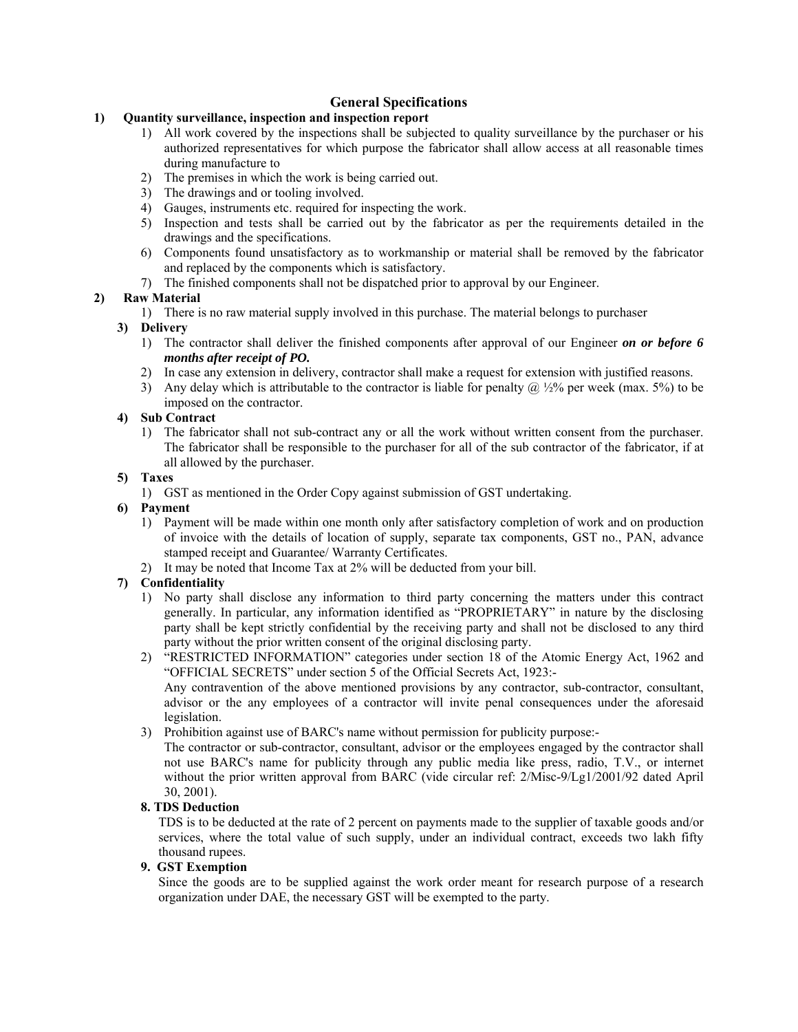# General Specifications

**1) Quantity surveillance, inspection and inspection report**

1) All work covered by the inspections shall be subjected to quality surveillance by the purchaser or his authorized representatives for which purpose the fabricator shall allow access at all reasonable times during manufacture to
2) The premises in which the work is being carried out.
3) The drawings and or tooling involved.
4) Gauges, instruments etc. required for inspecting the work.
5) Inspection and tests shall be carried out by the fabricator as per the requirements detailed in the drawings and the specifications.
6) Components found unsatisfactory as to workmanship or material shall be removed by the fabricator and replaced by the components which is satisfactory.
7) The finished components shall not be dispatched prior to approval by our Engineer.

**2) Raw Material**

1) There is no raw material supply involved in this purchase. The material belongs to purchaser

**3) Delivery**

1) The contractor shall deliver the finished components after approval of our Engineer ***on or before 6 months after receipt of PO.***
2) In case any extension in delivery, contractor shall make a request for extension with justified reasons.
3) Any delay which is attributable to the contractor is liable for penalty @ ½% per week (max. 5%) to be imposed on the contractor.

**4) Sub Contract**

1) The fabricator shall not sub-contract any or all the work without written consent from the purchaser. The fabricator shall be responsible to the purchaser for all of the sub contractor of the fabricator, if at all allowed by the purchaser.

**5) Taxes**

1) GST as mentioned in the Order Copy against submission of GST undertaking.

**6) Payment**

1) Payment will be made within one month only after satisfactory completion of work and on production of invoice with the details of location of supply, separate tax components, GST no., PAN, advance stamped receipt and Guarantee/ Warranty Certificates.
2) It may be noted that Income Tax at 2% will be deducted from your bill.

**7) Confidentiality**

1) No party shall disclose any information to third party concerning the matters under this contract generally. In particular, any information identified as "PROPRIETARY" in nature by the disclosing party shall be kept strictly confidential by the receiving party and shall not be disclosed to any third party without the prior written consent of the original disclosing party.
2) "RESTRICTED INFORMATION" categories under section 18 of the Atomic Energy Act, 1962 and "OFFICIAL SECRETS" under section 5 of the Official Secrets Act, 1923:-
   Any contravention of the above mentioned provisions by any contractor, sub-contractor, consultant, advisor or the any employees of a contractor will invite penal consequences under the aforesaid legislation.
3) Prohibition against use of BARC's name without permission for publicity purpose:-
   The contractor or sub-contractor, consultant, advisor or the employees engaged by the contractor shall not use BARC's name for publicity through any public media like press, radio, T.V., or internet without the prior written approval from BARC (vide circular ref: 2/Misc-9/Lg1/2001/92 dated April 30, 2001).

**8. TDS Deduction**

TDS is to be deducted at the rate of 2 percent on payments made to the supplier of taxable goods and/or services, where the total value of such supply, under an individual contract, exceeds two lakh fifty thousand rupees.

**9. GST Exemption**

Since the goods are to be supplied against the work order meant for research purpose of a research organization under DAE, the necessary GST will be exempted to the party.